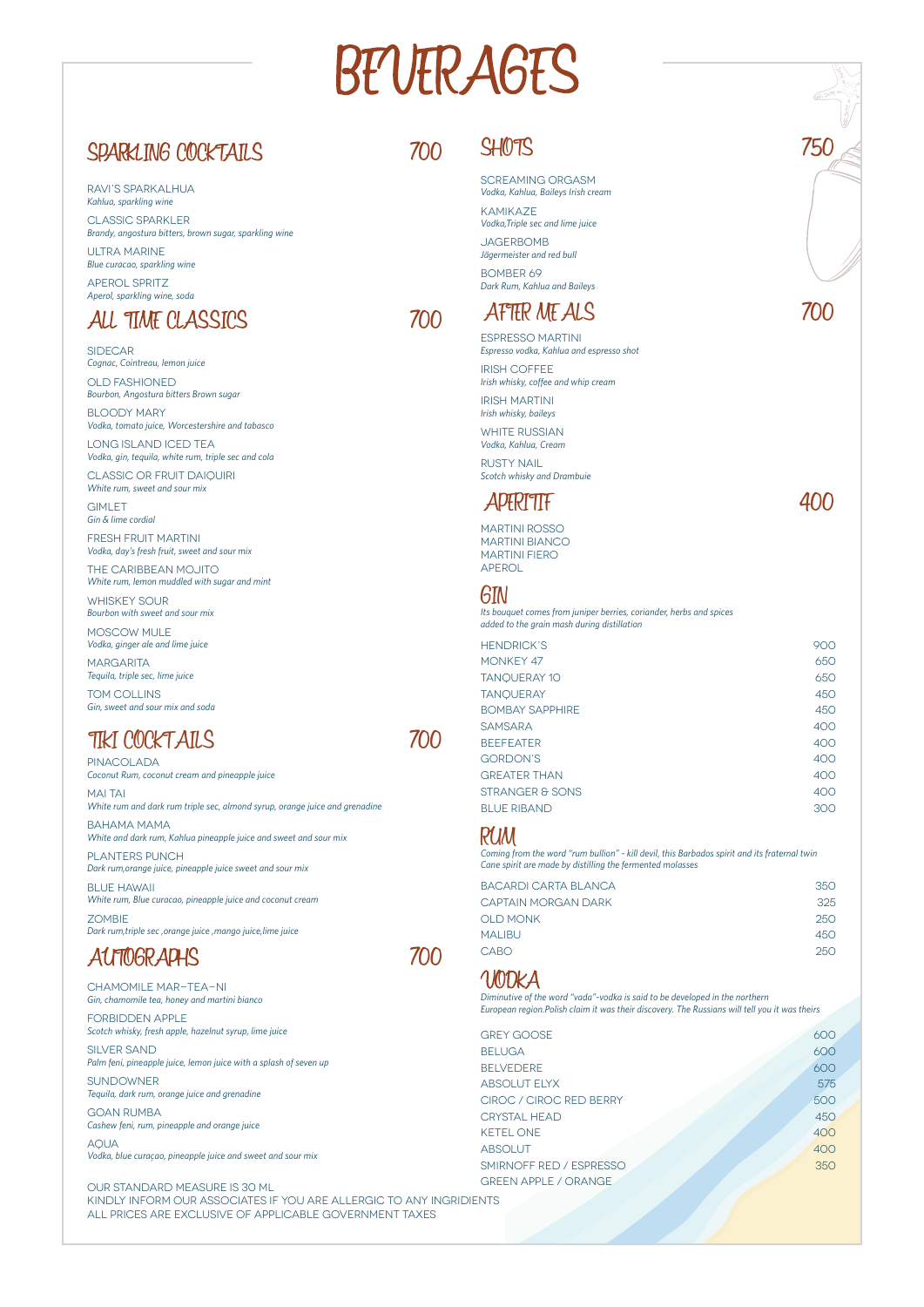# BEVERAGES

## SPARKLING COCKTAILS 700

RAVI'S SPARKALHUA
*Kahlua, sparkling wine*

CLASSIC SPARKLER
*Brandy, angostura bitters, brown sugar, sparkling wine*

ULTRA MARINE
*Blue curacao, sparkling wine*

APEROL SPRITZ
*Aperol, sparkling wine, soda*

## ALL TIME CLASSICS 700

SIDECAR
*Cognac, Cointreau, lemon juice*

OLD FASHIONED
*Bourbon, Angostura bitters Brown sugar*

BLOODY MARY
*Vodka, tomato juice, Worcestershire and tabasco*

LONG ISLAND ICED TEA
*Vodka, gin, tequila, white rum, triple sec and cola*

CLASSIC OR FRUIT DAIQUIRI
*White rum, sweet and sour mix*

GIMLET
*Gin & lime cordial*

FRESH FRUIT MARTINI
*Vodka, day's fresh fruit, sweet and sour mix*

THE CARIBBEAN MOJITO
*White rum, lemon muddled with sugar and mint*

WHISKEY SOUR
*Bourbon with sweet and sour mix*

MOSCOW MULE
*Vodka, ginger ale and lime juice*

MARGARITA
*Tequila, triple sec, lime juice*

TOM COLLINS
*Gin, sweet and sour mix and soda*

## TIKI COCKTAILS 700

PINACOLADA
*Coconut Rum, coconut cream and pineapple juice*

MAI TAI
*White rum and dark rum triple sec, almond syrup, orange juice and grenadine*

BAHAMA MAMA
*White and dark rum, Kahlua pineapple juice and sweet and sour mix*

PLANTERS PUNCH
*Dark rum,orange juice, pineapple juice sweet and sour mix*

BLUE HAWAII
*White rum, Blue curacao, pineapple juice and coconut cream*

ZOMBIE
*Dark rum,triple sec ,orange juice ,mango juice,lime juice*

## AUTOGRAPHS 700

CHAMOMILE MAR-TEA-NI
*Gin, chamomile tea, honey and martini bianco*

FORBIDDEN APPLE
*Scotch whisky, fresh apple, hazelnut syrup, lime juice*

SILVER SAND
*Palm feni, pineapple juice, lemon juice with a splash of seven up*

SUNDOWNER
*Tequila, dark rum, orange juice and grenadine*

GOAN RUMBA
*Cashew feni, rum, pineapple and orange juice*

AQUA
*Vodka, blue curaçao, pineapple juice and sweet and sour mix*

## SHOTS 750

SCREAMING ORGASM
*Vodka, Kahlua, Baileys Irish cream*

KAMIKAZE
*Vodka,Triple sec and lime juice*

JAGERBOMB
*Jägermeister and red bull*

BOMBER 69
*Dark Rum, Kahlua and Baileys*

## AFTER MEALS 700

ESPRESSO MARTINI
*Espresso vodka, Kahlua and espresso shot*

IRISH COFFEE
*Irish whisky, coffee and whip cream*

IRISH MARTINI
*Irish whisky, baileys*

WHITE RUSSIAN
*Vodka, Kahlua, Cream*

RUSTY NAIL
*Scotch whisky and Drambuie*

## APERITIF 400

MARTINI ROSSO
MARTINI BIANCO
MARTINI FIERO
APEROL

## GIN

*Its bouquet comes from juniper berries, coriander, herbs and spices added to the grain mash during distillation*

| | |
|---|---|
| HENDRICK'S | 900 |
| MONKEY 47 | 650 |
| TANQUERAY 10 | 650 |
| TANQUERAY | 450 |
| BOMBAY SAPPHIRE | 450 |
| SAMSARA | 400 |
| BEEFEATER | 400 |
| GORDON'S | 400 |
| GREATER THAN | 400 |
| STRANGER & SONS | 400 |
| BLUE RIBAND | 300 |

## RUM

*Coming from the word "rum bullion" - kill devil, this Barbados spirit and its fraternal twin Cane spirit are made by distilling the fermented molasses*

| | |
|---|---|
| BACARDI CARTA BLANCA | 350 |
| CAPTAIN MORGAN DARK | 325 |
| OLD MONK | 250 |
| MALIBU | 450 |
| CABO | 250 |

## VODKA

*Diminutive of the word "vada"-vodka is said to be developed in the northern European region.Polish claim it was their discovery. The Russians will tell you it was theirs*

| | |
|---|---|
| GREY GOOSE | 600 |
| BELUGA | 600 |
| BELVEDERE | 600 |
| ABSOLUT ELYX | 575 |
| CIROC / CIROC RED BERRY | 500 |
| CRYSTAL HEAD | 450 |
| KETEL ONE | 400 |
| ABSOLUT | 400 |
| SMIRNOFF RED / ESPRESSO | 350 |
| GREEN APPLE / ORANGE | |

OUR STANDARD MEASURE IS 30 ML
KINDLY INFORM OUR ASSOCIATES IF YOU ARE ALLERGIC TO ANY INGRIDIENTS
ALL PRICES ARE EXCLUSIVE OF APPLICABLE GOVERNMENT TAXES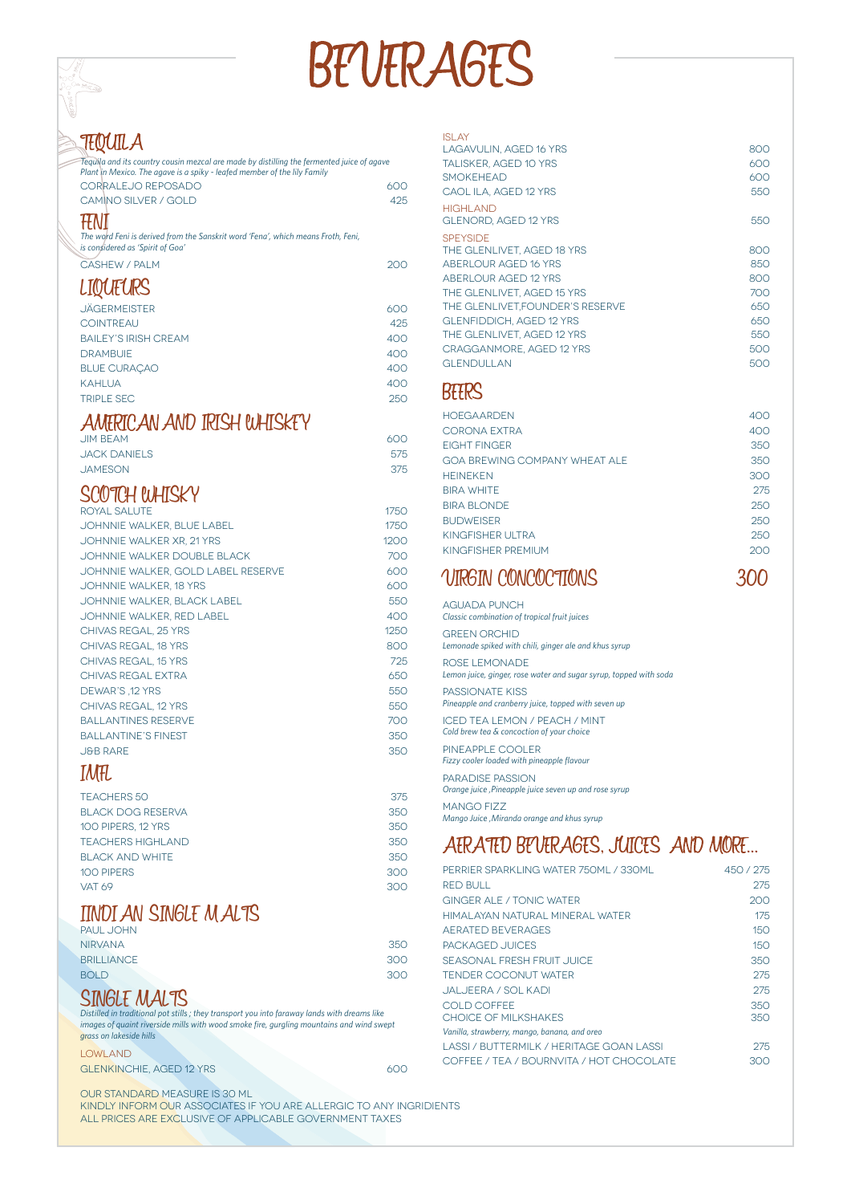# BEVERAGES

## TEQUILA

*Tequila and its country cousin mezcal are made by distilling the fermented juice of agave Plant in Mexico. The agave is a spiky - leafed member of the lily Family*

| | |
|---|---|
| CORRALEJO REPOSADO | 600 |
| CAMINO SILVER / GOLD | 425 |

## FENI

*The word Feni is derived from the Sanskrit word 'Fena', which means Froth, Feni, is considered as 'Spirit of Goa'*

| | |
|---|---|
| CASHEW / PALM | 200 |

## LIQUEURS

| | |
|---|---|
| JÄGERMEISTER | 600 |
| COINTREAU | 425 |
| BAILEY'S IRISH CREAM | 400 |
| DRAMBUIE | 400 |
| BLUE CURAÇAO | 400 |
| KAHLUA | 400 |
| TRIPLE SEC | 250 |

## AMERICAN AND IRISH WHISKEY

| | |
|---|---|
| JIM BEAM | 600 |
| JACK DANIELS | 575 |
| JAMESON | 375 |

## SCOTCH WHISKY

| | |
|---|---|
| ROYAL SALUTE | 1750 |
| JOHNNIE WALKER, BLUE LABEL | 1750 |
| JOHNNIE WALKER XR, 21 YRS | 1200 |
| JOHNNIE WALKER DOUBLE BLACK | 700 |
| JOHNNIE WALKER, GOLD LABEL RESERVE | 600 |
| JOHNNIE WALKER, 18 YRS | 600 |
| JOHNNIE WALKER, BLACK LABEL | 550 |
| JOHNNIE WALKER, RED LABEL | 400 |
| CHIVAS REGAL, 25 YRS | 1250 |
| CHIVAS REGAL, 18 YRS | 800 |
| CHIVAS REGAL, 15 YRS | 725 |
| CHIVAS REGAL EXTRA | 650 |
| DEWAR'S ,12 YRS | 550 |
| CHIVAS REGAL, 12 YRS | 550 |
| BALLANTINES RESERVE | 700 |
| BALLANTINE'S FINEST | 350 |
| J&B RARE | 350 |

## IMFL

| | |
|---|---|
| TEACHERS 50 | 375 |
| BLACK DOG RESERVA | 350 |
| 100 PIPERS, 12 YRS | 350 |
| TEACHERS HIGHLAND | 350 |
| BLACK AND WHITE | 350 |
| 100 PIPERS | 300 |
| VAT 69 | 300 |

## INDIAN SINGLE MALTS

PAUL JOHN

| | |
|---|---|
| NIRVANA | 350 |
| BRILLIANCE | 300 |
| BOLD | 300 |

## SINGLE MALTS

*Distilled in traditional pot stills ; they transport you into faraway lands with dreams like images of quaint riverside mills with wood smoke fire, gurgling mountains and wind swept grass on lakeside hills*

LOWLAND

| | |
|---|---|
| GLENKINCHIE, AGED 12 YRS | 600 |

ISLAY

| | |
|---|---|
| LAGAVULIN, AGED 16 YRS | 800 |
| TALISKER, AGED 10 YRS | 600 |
| SMOKEHEAD | 600 |
| CAOL ILA, AGED 12 YRS | 550 |

HIGHLAND

| | |
|---|---|
| GLENORD, AGED 12 YRS | 550 |

SPEYSIDE

| | |
|---|---|
| THE GLENLIVET, AGED 18 YRS | 800 |
| ABERLOUR AGED 16 YRS | 850 |
| ABERLOUR AGED 12 YRS | 800 |
| THE GLENLIVET, AGED 15 YRS | 700 |
| THE GLENLIVET,FOUNDER'S RESERVE | 650 |
| GLENFIDDICH, AGED 12 YRS | 650 |
| THE GLENLIVET, AGED 12 YRS | 550 |
| CRAGGANMORE, AGED 12 YRS | 500 |
| GLENDULLAN | 500 |

## BEERS

| | |
|---|---|
| HOEGAARDEN | 400 |
| CORONA EXTRA | 400 |
| EIGHT FINGER | 350 |
| GOA BREWING COMPANY WHEAT ALE | 350 |
| HEINEKEN | 300 |
| BIRA WHITE | 275 |
| BIRA BLONDE | 250 |
| BUDWEISER | 250 |
| KINGFISHER ULTRA | 250 |
| KINGFISHER PREMIUM | 200 |

## VIRGIN CONCOCTIONS 300

AGUADA PUNCH
*Classic combination of tropical fruit juices*

GREEN ORCHID
*Lemonade spiked with chili, ginger ale and khus syrup*

ROSE LEMONADE
*Lemon juice, ginger, rose water and sugar syrup, topped with soda*

PASSIONATE KISS
*Pineapple and cranberry juice, topped with seven up*

ICED TEA LEMON / PEACH / MINT
*Cold brew tea & concoction of your choice*

PINEAPPLE COOLER
*Fizzy cooler loaded with pineapple flavour*

PARADISE PASSION
*Orange juice ,Pineapple juice seven up and rose syrup*

MANGO FIZZ
*Mango Juice ,Miranda orange and khus syrup*

## AERATED BEVERAGES, JUICES AND MORE...

| | |
|---|---|
| PERRIER SPARKLING WATER 750ML / 330ML | 450 / 275 |
| RED BULL | 275 |
| GINGER ALE / TONIC WATER | 200 |
| HIMALAYAN NATURAL MINERAL WATER | 175 |
| AERATED BEVERAGES | 150 |
| PACKAGED JUICES | 150 |
| SEASONAL FRESH FRUIT JUICE | 350 |
| TENDER COCONUT WATER | 275 |
| JALJEERA / SOL KADI | 275 |
| COLD COFFEE | 350 |
| CHOICE OF MILKSHAKES<br>*Vanilla, strawberry, mango, banana, and oreo* | 350 |
| LASSI / BUTTERMILK / HERITAGE GOAN LASSI | 275 |
| COFFEE / TEA / BOURNVITA / HOT CHOCOLATE | 300 |

OUR STANDARD MEASURE IS 30 ML
KINDLY INFORM OUR ASSOCIATES IF YOU ARE ALLERGIC TO ANY INGRIDIENTS
ALL PRICES ARE EXCLUSIVE OF APPLICABLE GOVERNMENT TAXES